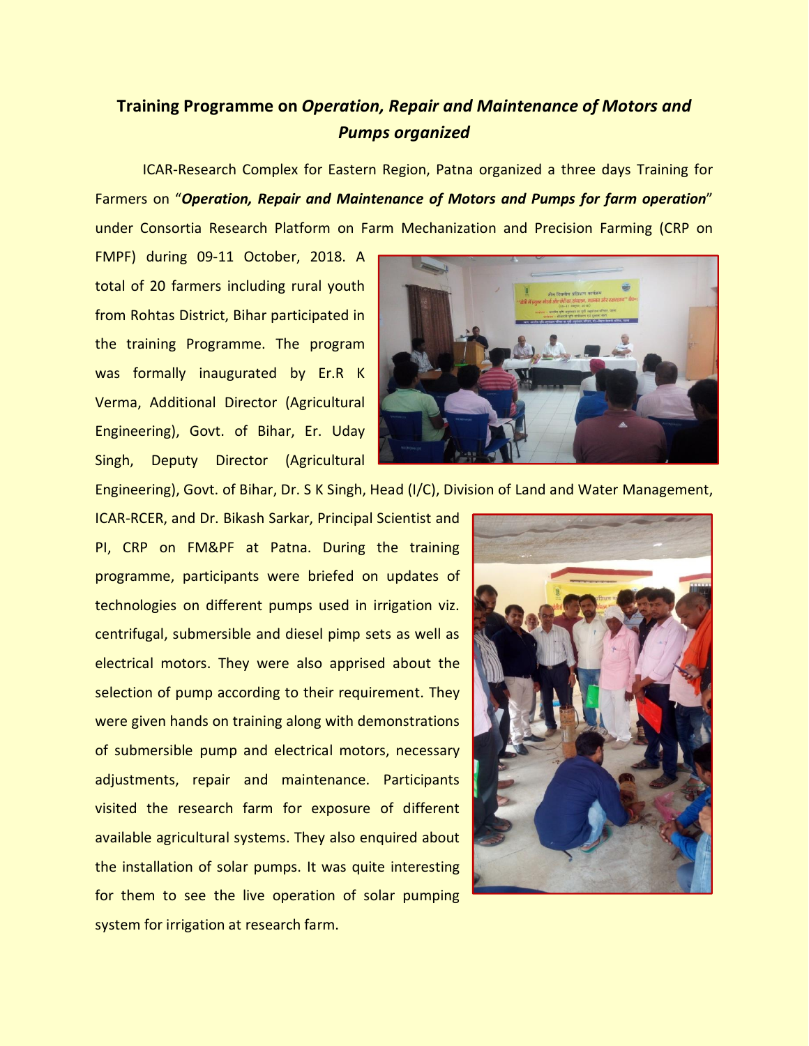# Training Programme on *Operation, Repair and Maintenance of Motors and Pumps organized*

ICAR-Research Complex for Eastern Region, Patna organized a three days Training for Farmers on "***Operation, Repair and Maintenance of Motors and Pumps for farm operation***" under Consortia Research Platform on Farm Mechanization and Precision Farming (CRP on FMPF) during 09-11 October, 2018. A total of 20 farmers including rural youth from Rohtas District, Bihar participated in the training Programme. The program was formally inaugurated by Er.R K Verma, Additional Director (Agricultural Engineering), Govt. of Bihar, Er. Uday Singh, Deputy Director (Agricultural Engineering), Govt. of Bihar, Dr. S K Singh, Head (I/C), Division of Land and Water Management, ICAR-RCER, and Dr. Bikash Sarkar, Principal Scientist and PI, CRP on FM&PF at Patna. During the training programme, participants were briefed on updates of technologies on different pumps used in irrigation viz. centrifugal, submersible and diesel pimp sets as well as electrical motors. They were also apprised about the selection of pump according to their requirement. They were given hands on training along with demonstrations of submersible pump and electrical motors, necessary adjustments, repair and maintenance. Participants visited the research farm for exposure of different available agricultural systems. They also enquired about the installation of solar pumps. It was quite interesting for them to see the live operation of solar pumping system for irrigation at research farm.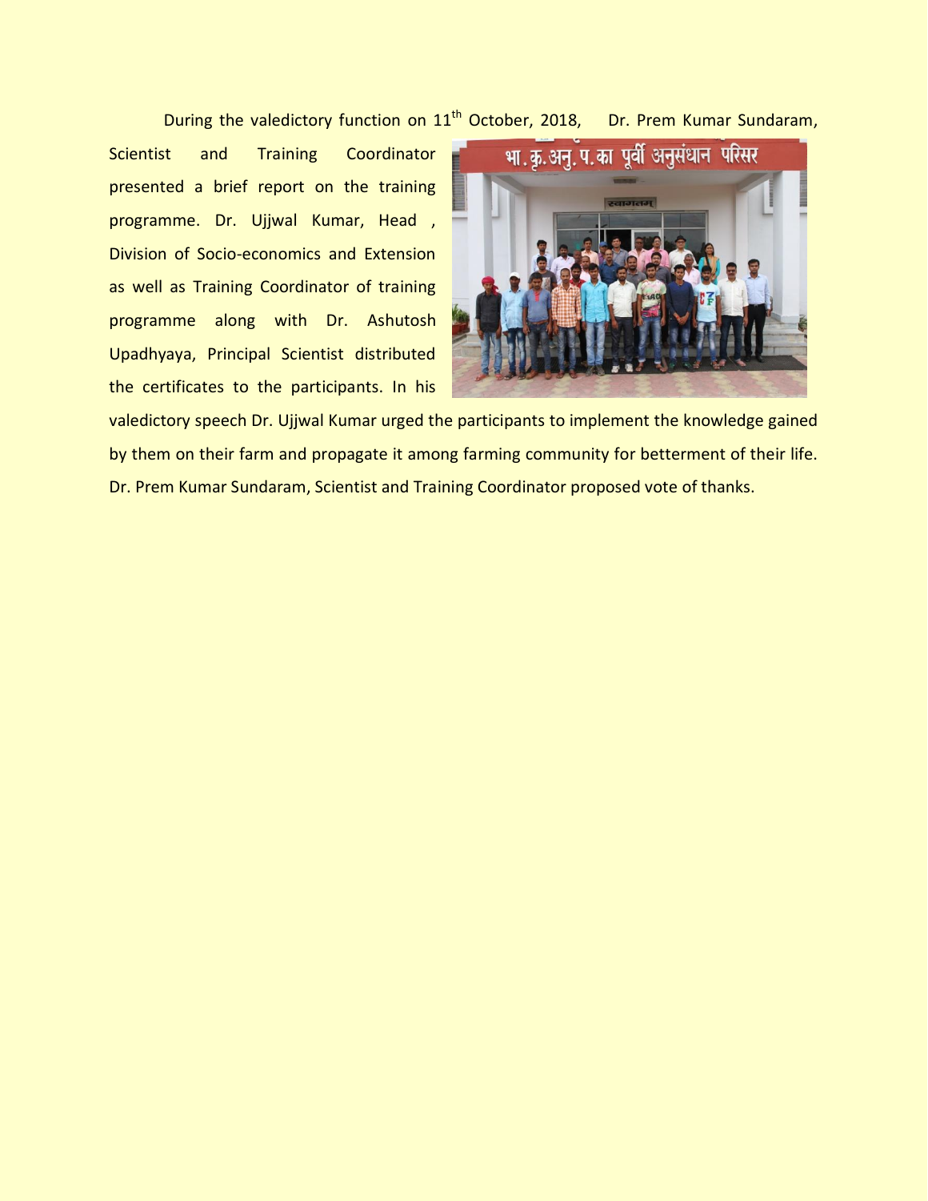During the valedictory function on 11th October, 2018, Dr. Prem Kumar Sundaram, Scientist and Training Coordinator presented a brief report on the training programme. Dr. Ujjwal Kumar, Head , Division of Socio-economics and Extension as well as Training Coordinator of training programme along with Dr. Ashutosh Upadhyaya, Principal Scientist distributed the certificates to the participants. In his valedictory speech Dr. Ujjwal Kumar urged the participants to implement the knowledge gained by them on their farm and propagate it among farming community for betterment of their life. Dr. Prem Kumar Sundaram, Scientist and Training Coordinator proposed vote of thanks.